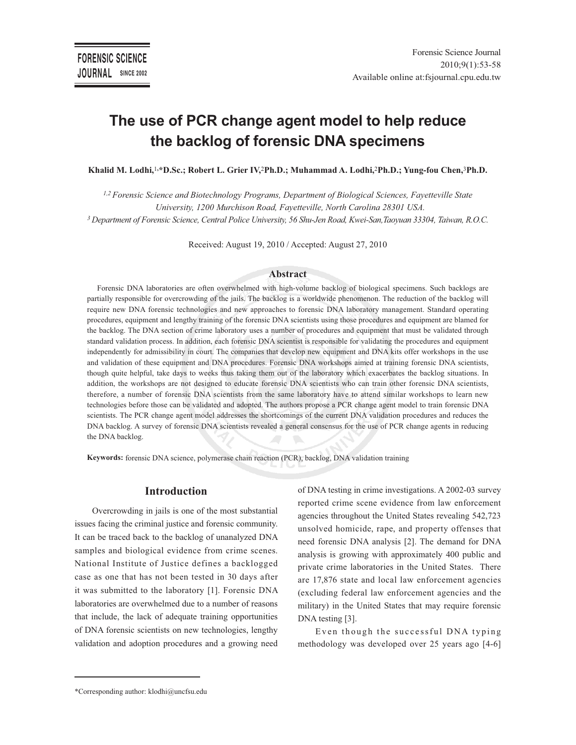# The use of PCR change agent model to help reduce the backlog of forensic DNA specimens

**Khalid M. Lodhi,[1,*] D.Sc.; Robert L. Grier IV,[2] Ph.D.; Muhammad A. Lodhi,[2] Ph.D.; Yung-fou Chen,[3] Ph.D.**

*[1,2] Forensic Science and Biotechnology Programs, Department of Biological Sciences, Fayetteville State University, 1200 Murchison Road, Fayetteville, North Carolina 28301 USA.*
*[3] Department of Forensic Science, Central Police University, 56 Shu-Jen Road, Kwei-San, Taoyuan 33304, Taiwan, R.O.C.*

Received: August 19, 2010 / Accepted: August 27, 2010

## Abstract

Forensic DNA laboratories are often overwhelmed with high-volume backlog of biological specimens. Such backlogs are partially responsible for overcrowding of the jails. The backlog is a worldwide phenomenon. The reduction of the backlog will require new DNA forensic technologies and new approaches to forensic DNA laboratory management. Standard operating procedures, equipment and lengthy training of the forensic DNA scientists using those procedures and equipment are blamed for the backlog. The DNA section of crime laboratory uses a number of procedures and equipment that must be validated through standard validation process. In addition, each forensic DNA scientist is responsible for validating the procedures and equipment independently for admissibility in court. The companies that develop new equipment and DNA kits offer workshops in the use and validation of these equipment and DNA procedures. Forensic DNA workshops aimed at training forensic DNA scientists, though quite helpful, take days to weeks thus taking them out of the laboratory which exacerbates the backlog situations. In addition, the workshops are not designed to educate forensic DNA scientists who can train other forensic DNA scientists, therefore, a number of forensic DNA scientists from the same laboratory have to attend similar workshops to learn new technologies before those can be validated and adopted. The authors propose a PCR change agent model to train forensic DNA scientists. The PCR change agent model addresses the shortcomings of the current DNA validation procedures and reduces the DNA backlog. A survey of forensic DNA scientists revealed a general consensus for the use of PCR change agents in reducing the DNA backlog.

**Keywords:** forensic DNA science, polymerase chain reaction (PCR), backlog, DNA validation training

## Introduction

Overcrowding in jails is one of the most substantial issues facing the criminal justice and forensic community. It can be traced back to the backlog of unanalyzed DNA samples and biological evidence from crime scenes. National Institute of Justice defines a backlogged case as one that has not been tested in 30 days after it was submitted to the laboratory [1]. Forensic DNA laboratories are overwhelmed due to a number of reasons that include, the lack of adequate training opportunities of DNA forensic scientists on new technologies, lengthy validation and adoption procedures and a growing need of DNA testing in crime investigations. A 2002-03 survey reported crime scene evidence from law enforcement agencies throughout the United States revealing 542,723 unsolved homicide, rape, and property offenses that need forensic DNA analysis [2]. The demand for DNA analysis is growing with approximately 400 public and private crime laboratories in the United States. There are 17,876 state and local law enforcement agencies (excluding federal law enforcement agencies and the military) in the United States that may require forensic DNA testing [3].

Even though the successful DNA typing methodology was developed over 25 years ago [4-6]

*Corresponding author: klodhi@uncfsu.edu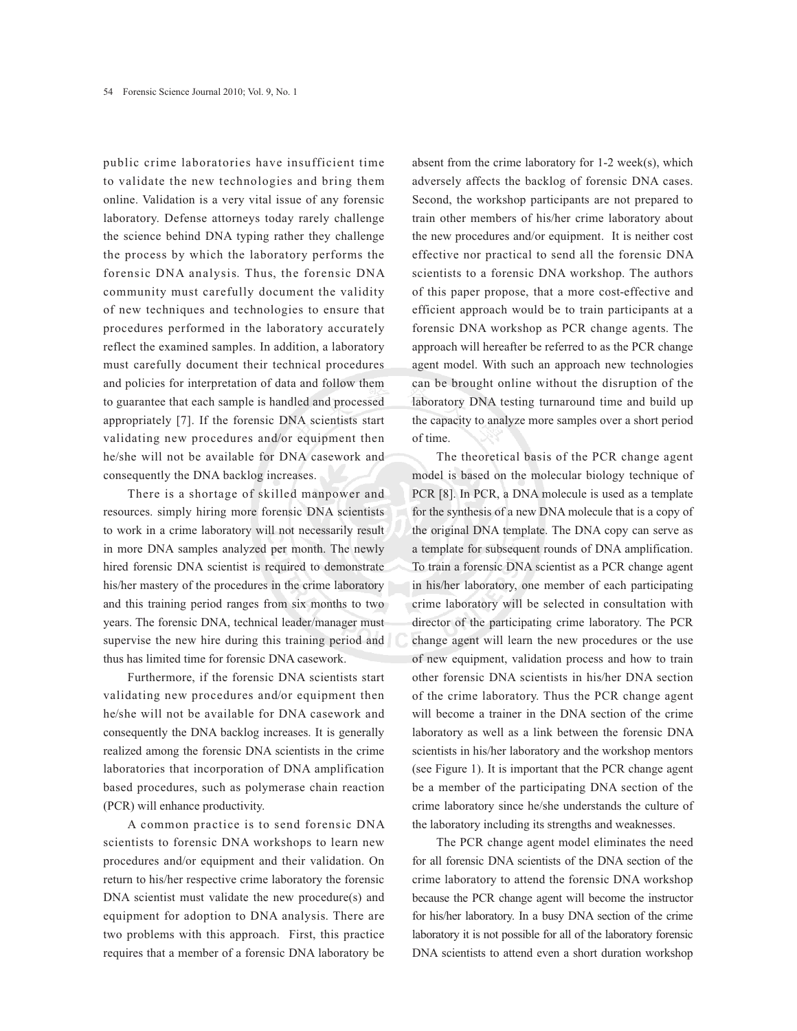public crime laboratories have insufficient time to validate the new technologies and bring them online. Validation is a very vital issue of any forensic laboratory. Defense attorneys today rarely challenge the science behind DNA typing rather they challenge the process by which the laboratory performs the forensic DNA analysis. Thus, the forensic DNA community must carefully document the validity of new techniques and technologies to ensure that procedures performed in the laboratory accurately reflect the examined samples. In addition, a laboratory must carefully document their technical procedures and policies for interpretation of data and follow them to guarantee that each sample is handled and processed appropriately [7]. If the forensic DNA scientists start validating new procedures and/or equipment then he/she will not be available for DNA casework and consequently the DNA backlog increases.

There is a shortage of skilled manpower and resources. simply hiring more forensic DNA scientists to work in a crime laboratory will not necessarily result in more DNA samples analyzed per month. The newly hired forensic DNA scientist is required to demonstrate his/her mastery of the procedures in the crime laboratory and this training period ranges from six months to two years. The forensic DNA, technical leader/manager must supervise the new hire during this training period and thus has limited time for forensic DNA casework.

Furthermore, if the forensic DNA scientists start validating new procedures and/or equipment then he/she will not be available for DNA casework and consequently the DNA backlog increases. It is generally realized among the forensic DNA scientists in the crime laboratories that incorporation of DNA amplification based procedures, such as polymerase chain reaction (PCR) will enhance productivity.

A common practice is to send forensic DNA scientists to forensic DNA workshops to learn new procedures and/or equipment and their validation. On return to his/her respective crime laboratory the forensic DNA scientist must validate the new procedure(s) and equipment for adoption to DNA analysis. There are two problems with this approach. First, this practice requires that a member of a forensic DNA laboratory be absent from the crime laboratory for 1-2 week(s), which adversely affects the backlog of forensic DNA cases. Second, the workshop participants are not prepared to train other members of his/her crime laboratory about the new procedures and/or equipment. It is neither cost effective nor practical to send all the forensic DNA scientists to a forensic DNA workshop. The authors of this paper propose, that a more cost-effective and efficient approach would be to train participants at a forensic DNA workshop as PCR change agents. The approach will hereafter be referred to as the PCR change agent model. With such an approach new technologies can be brought online without the disruption of the laboratory DNA testing turnaround time and build up the capacity to analyze more samples over a short period of time.

The theoretical basis of the PCR change agent model is based on the molecular biology technique of PCR [8]. In PCR, a DNA molecule is used as a template for the synthesis of a new DNA molecule that is a copy of the original DNA template. The DNA copy can serve as a template for subsequent rounds of DNA amplification. To train a forensic DNA scientist as a PCR change agent in his/her laboratory, one member of each participating crime laboratory will be selected in consultation with director of the participating crime laboratory. The PCR change agent will learn the new procedures or the use of new equipment, validation process and how to train other forensic DNA scientists in his/her DNA section of the crime laboratory. Thus the PCR change agent will become a trainer in the DNA section of the crime laboratory as well as a link between the forensic DNA scientists in his/her laboratory and the workshop mentors (see Figure 1). It is important that the PCR change agent be a member of the participating DNA section of the crime laboratory since he/she understands the culture of the laboratory including its strengths and weaknesses.

The PCR change agent model eliminates the need for all forensic DNA scientists of the DNA section of the crime laboratory to attend the forensic DNA workshop because the PCR change agent will become the instructor for his/her laboratory. In a busy DNA section of the crime laboratory it is not possible for all of the laboratory forensic DNA scientists to attend even a short duration workshop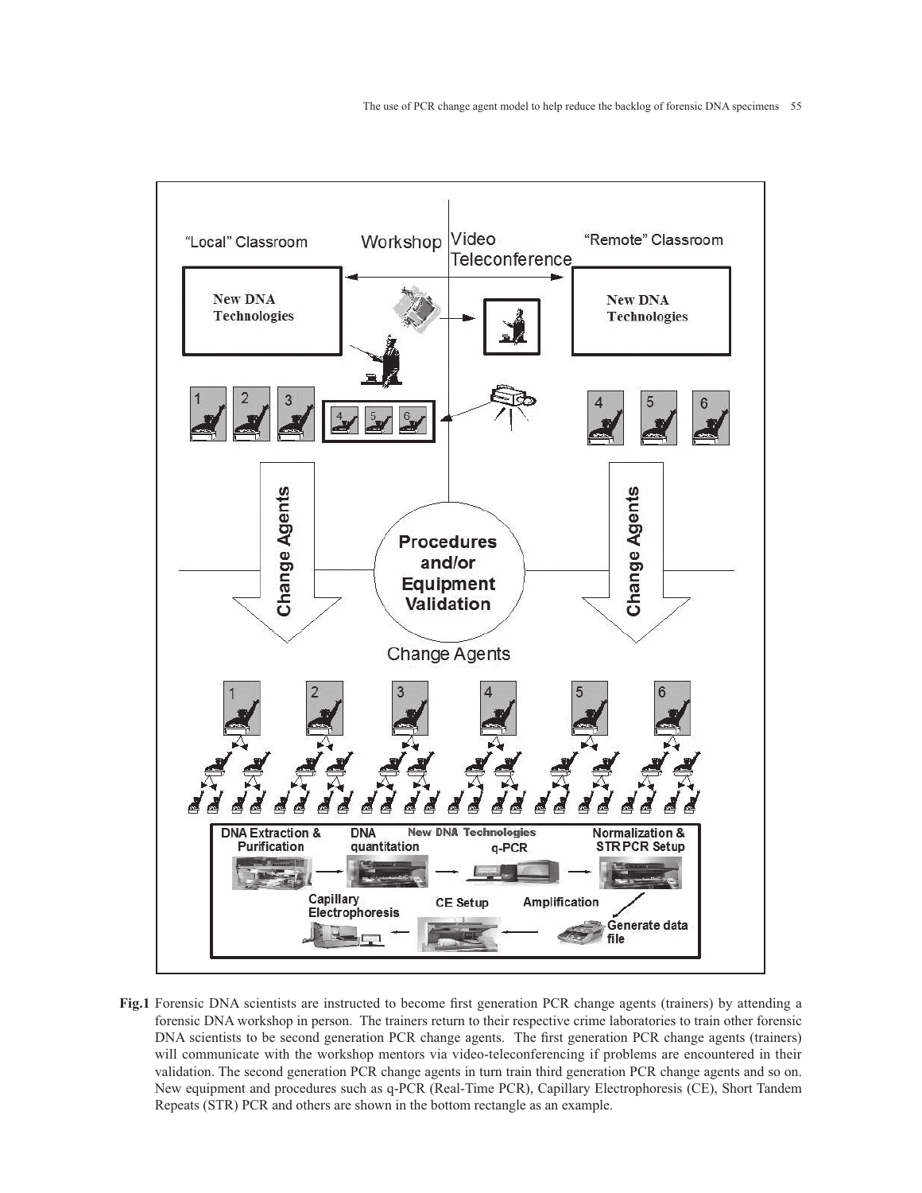**Fig.1** Forensic DNA scientists are instructed to become first generation PCR change agents (trainers) by attending a forensic DNA workshop in person. The trainers return to their respective crime laboratories to train other forensic DNA scientists to be second generation PCR change agents. The first generation PCR change agents (trainers) will communicate with the workshop mentors via video-teleconferencing if problems are encountered in their validation. The second generation PCR change agents in turn train third generation PCR change agents and so on. New equipment and procedures such as q-PCR (Real-Time PCR), Capillary Electrophoresis (CE), Short Tandem Repeats (STR) PCR and others are shown in the bottom rectangle as an example.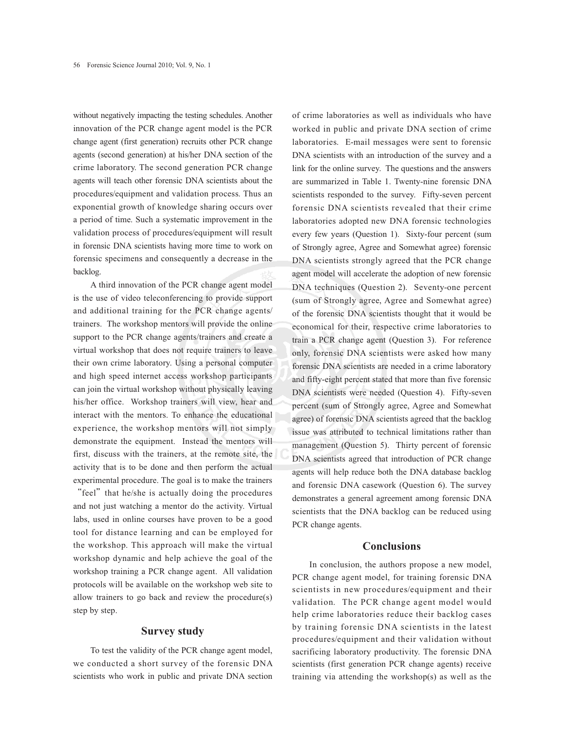without negatively impacting the testing schedules. Another innovation of the PCR change agent model is the PCR change agent (first generation) recruits other PCR change agents (second generation) at his/her DNA section of the crime laboratory. The second generation PCR change agents will teach other forensic DNA scientists about the procedures/equipment and validation process. Thus an exponential growth of knowledge sharing occurs over a period of time. Such a systematic improvement in the validation process of procedures/equipment will result in forensic DNA scientists having more time to work on forensic specimens and consequently a decrease in the backlog.

A third innovation of the PCR change agent model is the use of video teleconferencing to provide support and additional training for the PCR change agents/trainers. The workshop mentors will provide the online support to the PCR change agents/trainers and create a virtual workshop that does not require trainers to leave their own crime laboratory. Using a personal computer and high speed internet access workshop participants can join the virtual workshop without physically leaving his/her office. Workshop trainers will view, hear and interact with the mentors. To enhance the educational experience, the workshop mentors will not simply demonstrate the equipment. Instead the mentors will first, discuss with the trainers, at the remote site, the activity that is to be done and then perform the actual experimental procedure. The goal is to make the trainers "feel" that he/she is actually doing the procedures and not just watching a mentor do the activity. Virtual labs, used in online courses have proven to be a good tool for distance learning and can be employed for the workshop. This approach will make the virtual workshop dynamic and help achieve the goal of the workshop training a PCR change agent. All validation protocols will be available on the workshop web site to allow trainers to go back and review the procedure(s) step by step.

## Survey study

To test the validity of the PCR change agent model, we conducted a short survey of the forensic DNA scientists who work in public and private DNA section of crime laboratories as well as individuals who have worked in public and private DNA section of crime laboratories. E-mail messages were sent to forensic DNA scientists with an introduction of the survey and a link for the online survey. The questions and the answers are summarized in Table 1. Twenty-nine forensic DNA scientists responded to the survey. Fifty-seven percent forensic DNA scientists revealed that their crime laboratories adopted new DNA forensic technologies every few years (Question 1). Sixty-four percent (sum of Strongly agree, Agree and Somewhat agree) forensic DNA scientists strongly agreed that the PCR change agent model will accelerate the adoption of new forensic DNA techniques (Question 2). Seventy-one percent (sum of Strongly agree, Agree and Somewhat agree) of the forensic DNA scientists thought that it would be economical for their, respective crime laboratories to train a PCR change agent (Question 3). For reference only, forensic DNA scientists were asked how many forensic DNA scientists are needed in a crime laboratory and fifty-eight percent stated that more than five forensic DNA scientists were needed (Question 4). Fifty-seven percent (sum of Strongly agree, Agree and Somewhat agree) of forensic DNA scientists agreed that the backlog issue was attributed to technical limitations rather than management (Question 5). Thirty percent of forensic DNA scientists agreed that introduction of PCR change agents will help reduce both the DNA database backlog and forensic DNA casework (Question 6). The survey demonstrates a general agreement among forensic DNA scientists that the DNA backlog can be reduced using PCR change agents.

## Conclusions

In conclusion, the authors propose a new model, PCR change agent model, for training forensic DNA scientists in new procedures/equipment and their validation. The PCR change agent model would help crime laboratories reduce their backlog cases by training forensic DNA scientists in the latest procedures/equipment and their validation without sacrificing laboratory productivity. The forensic DNA scientists (first generation PCR change agents) receive training via attending the workshop(s) as well as the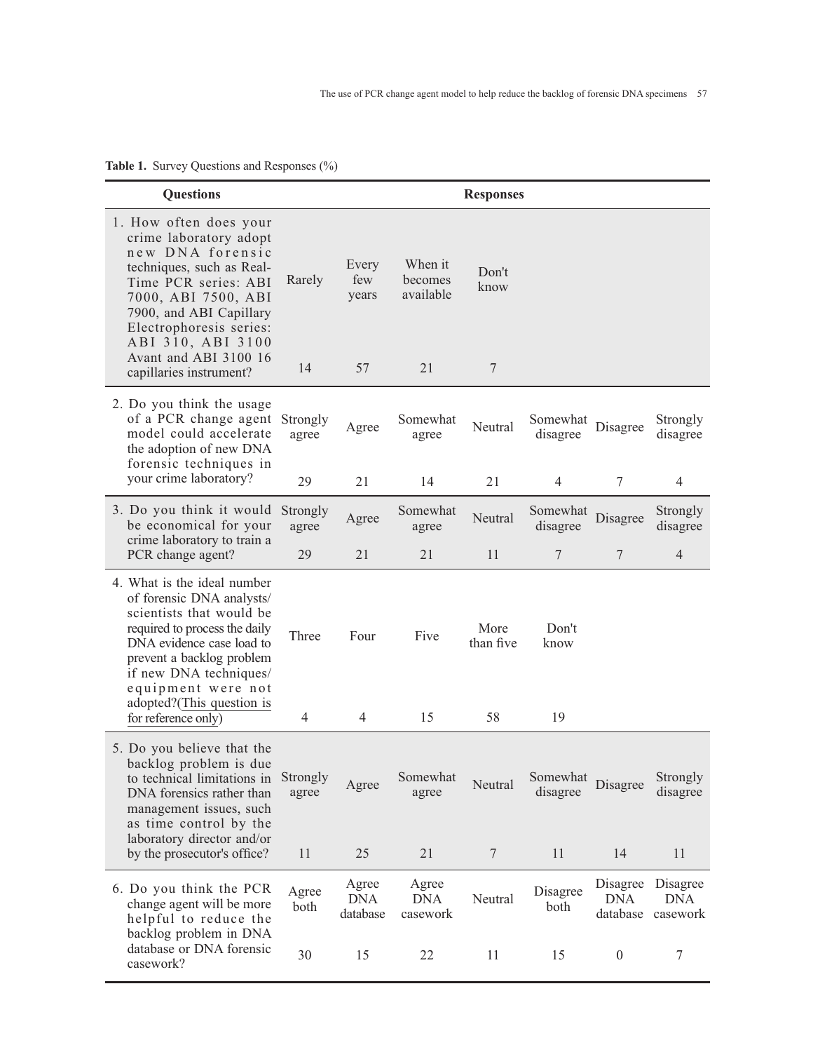**Table 1.** Survey Questions and Responses (%)

| Questions | Responses | | | | | | |
|---|---|---|---|---|---|---|---|
| 1. How often does your crime laboratory adopt new DNA forensic techniques, such as Real-Time PCR series: ABI 7000, ABI 7500, ABI 7900, and ABI Capillary Electrophoresis series: ABI 310, ABI 3100 Avant and ABI 3100 16 capillaries instrument? | Rarely | Every few years | When it becomes available | Don't know | | | |
| | 14 | 57 | 21 | 7 | | | |
| 2. Do you think the usage of a PCR change agent model could accelerate the adoption of new DNA forensic techniques in your crime laboratory? | Strongly agree | Agree | Somewhat agree | Neutral | Somewhat disagree | Disagree | Strongly disagree |
| | 29 | 21 | 14 | 21 | 4 | 7 | 4 |
| 3. Do you think it would be economical for your crime laboratory to train a PCR change agent? | Strongly agree | Agree | Somewhat agree | Neutral | Somewhat disagree | Disagree | Strongly disagree |
| | 29 | 21 | 21 | 11 | 7 | 7 | 4 |
| 4. What is the ideal number of forensic DNA analysts/scientists that would be required to process the daily DNA evidence case load to prevent a backlog problem if new DNA techniques/equipment were not adopted?(This question is for reference only) | Three | Four | Five | More than five | Don't know | | |
| | 4 | 4 | 15 | 58 | 19 | | |
| 5. Do you believe that the backlog problem is due to technical limitations in DNA forensics rather than management issues, such as time control by the laboratory director and/or by the prosecutor's office? | Strongly agree | Agree | Somewhat agree | Neutral | Somewhat disagree | Disagree | Strongly disagree |
| | 11 | 25 | 21 | 7 | 11 | 14 | 11 |
| 6. Do you think the PCR change agent will be more helpful to reduce the backlog problem in DNA database or DNA forensic casework? | Agree both | Agree DNA database | Agree DNA casework | Neutral | Disagree both | Disagree DNA database | Disagree DNA casework |
| | 30 | 15 | 22 | 11 | 15 | 0 | 7 |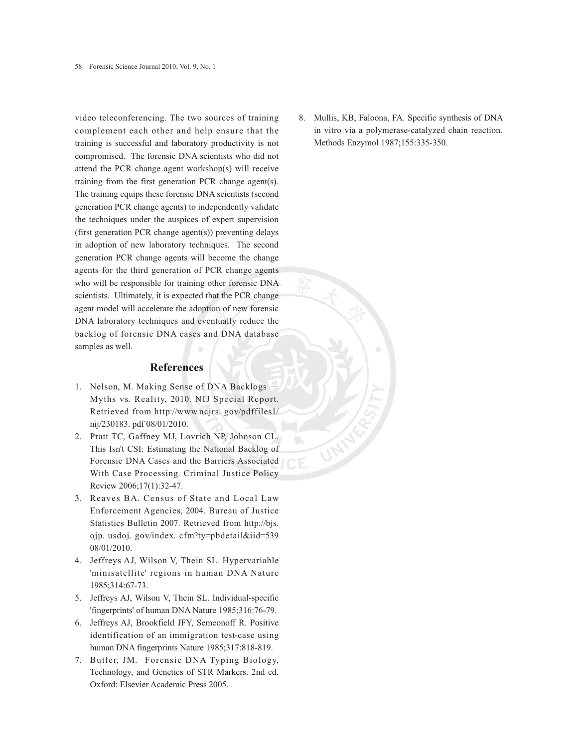video teleconferencing. The two sources of training complement each other and help ensure that the training is successful and laboratory productivity is not compromised. The forensic DNA scientists who did not attend the PCR change agent workshop(s) will receive training from the first generation PCR change agent(s). The training equips these forensic DNA scientists (second generation PCR change agents) to independently validate the techniques under the auspices of expert supervision (first generation PCR change agent(s)) preventing delays in adoption of new laboratory techniques. The second generation PCR change agents will become the change agents for the third generation of PCR change agents who will be responsible for training other forensic DNA scientists. Ultimately, it is expected that the PCR change agent model will accelerate the adoption of new forensic DNA laboratory techniques and eventually reduce the backlog of forensic DNA cases and DNA database samples as well.

## References

1. Nelson, M. Making Sense of DNA Backlogs — Myths vs. Reality, 2010. NIJ Special Report. Retrieved from http://www.ncjrs. gov/pdffiles1/ nij/230183. pdf 08/01/2010.
2. Pratt TC, Gaffney MJ, Lovrich NP, Johnson CL. This Isn't CSI: Estimating the National Backlog of Forensic DNA Cases and the Barriers Associated With Case Processing. Criminal Justice Policy Review 2006;17(1):32-47.
3. Reaves BA. Census of State and Local Law Enforcement Agencies, 2004. Bureau of Justice Statistics Bulletin 2007. Retrieved from http://bjs. ojp. usdoj. gov/index. cfm?ty=pbdetail&iid=539 08/01/2010.
4. Jeffreys AJ, Wilson V, Thein SL. Hypervariable 'minisatellite' regions in human DNA Nature 1985;314:67-73.
5. Jeffreys AJ, Wilson V, Thein SL. Individual-specific 'fingerprints' of human DNA Nature 1985;316:76-79.
6. Jeffreys AJ, Brookfield JFY, Semeonoff R. Positive identification of an immigration test-case using human DNA fingerprints Nature 1985;317:818-819.
7. Butler, JM. Forensic DNA Typing Biology, Technology, and Genetics of STR Markers. 2nd ed. Oxford: Elsevier Academic Press 2005.
8. Mullis, KB, Faloona, FA. Specific synthesis of DNA in vitro via a polymerase-catalyzed chain reaction. Methods Enzymol 1987;155:335-350.